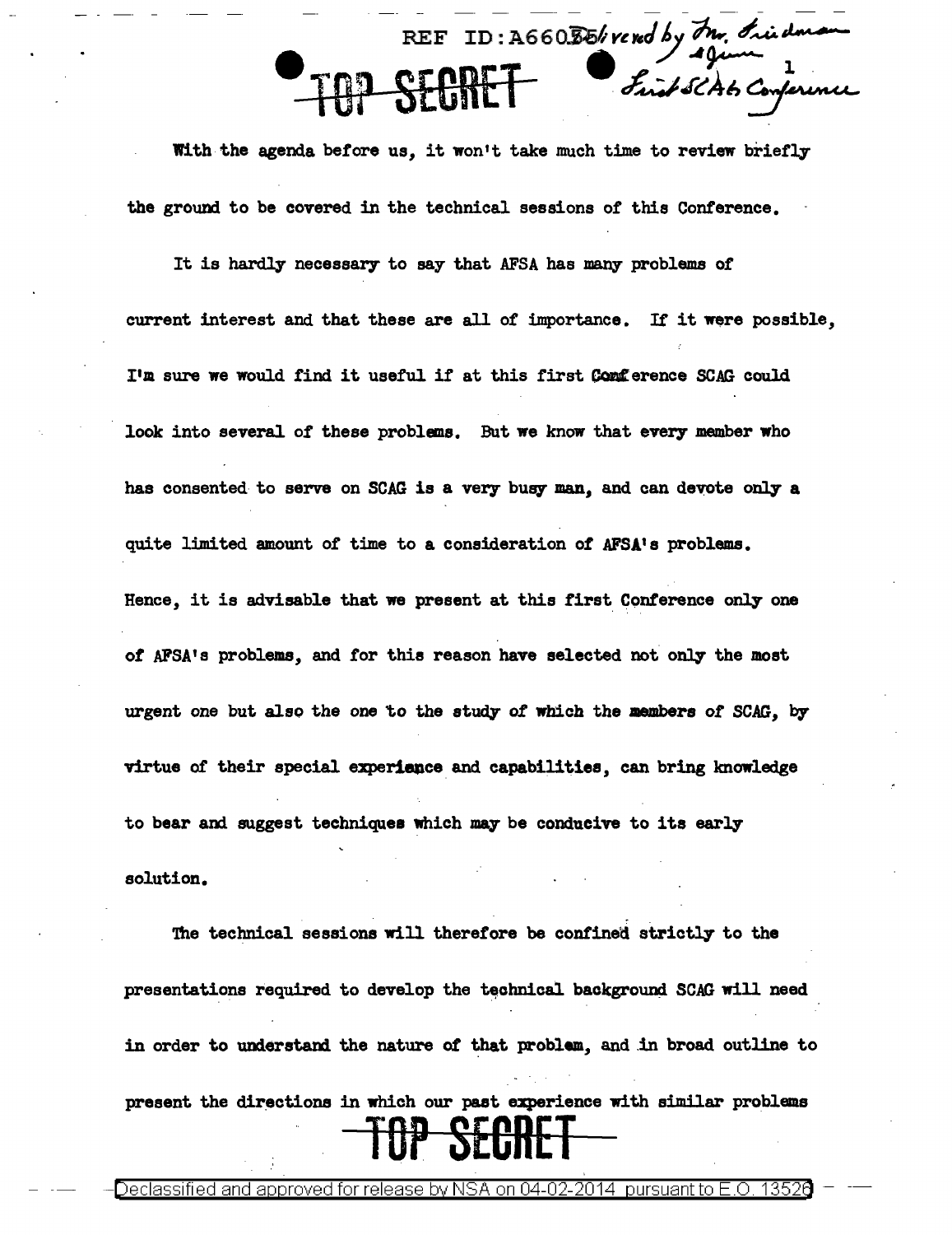With the agenda before us, it won't take much time to review briefly the ground to be covered in the technical sessions of this Conference.

It is hardly necessary to say that AFSA has many problems of current interest and that these are all of importance. If it were possible, I'm sure we would find it useful if at this first Conference SCAG could look into several of these problems. But we know that every member who has consented to serve on SCAG is a very busy man, and can devote only a quite limited amount of time to a consideration of AFSA's problems. Hence, it is advisable that we present at this first Conference only one of AFSA's problems, and for this reason have selected not only the most urgent one but also the one to the study of which the members of SCAG, by virtue of their special experience and capabilities, can bring knowledge to bear and suggest techniques which may be conducive to its early solution.

The technical sessions will therefore be confined strictly to the presentations required to develop the technical background SCAG will need in order to understand the nature of that problem, and in broad outline to present the directions in which our past experience with similar problems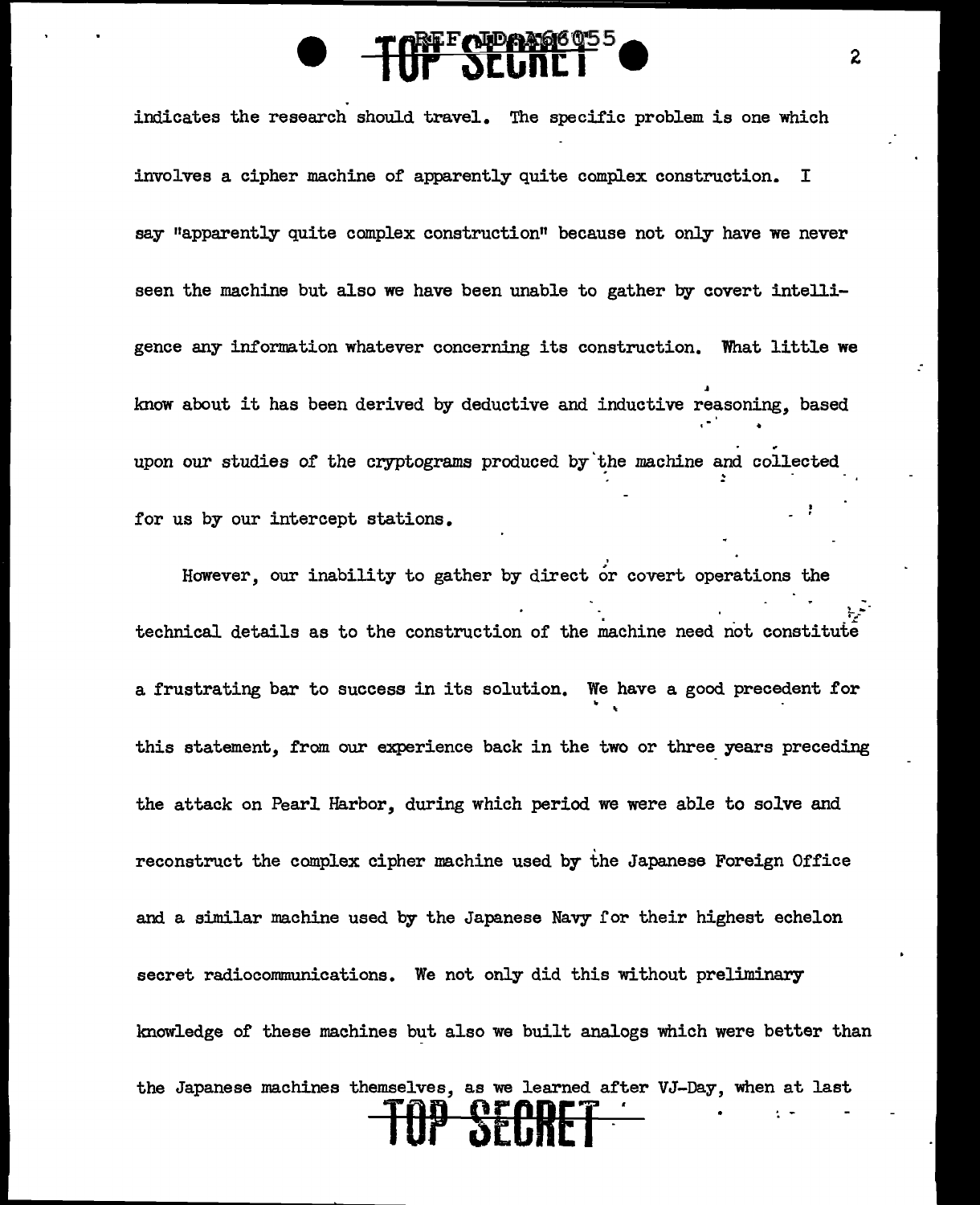indicates the research should travel. The specific problem is one which involves a cipher machine of apparently quite complex construction. I say "apparently quite complex construction" because not only have we never seen the machine but also we have been unable to gather by covert intelligence any information whatever concerning its construction. What little we know about it has been derived by deductive and inductive reasoning, based upon our studies of the cryptograms produced by the machine and collected for us by our intercept stations.

However, our inability to gather by direct or covert operations the technical details as to the construction of the machine need not constitute a frustrating bar to success in its solution. We have a good precedent for this statement, from our experience back in the two or three years preceding the attack on Pearl Harbor, during which period we were able to solve and reconstruct the complex cipher machine used by the Japanese Foreign Office and a similar machine used by the Japanese Navy for their highest echelon secret radiocommunications. We not only did this without preliminary knowledge of these machines but also we built analogs which were better than the Japanese machines themselves, as we learned after VJ-Day, when at last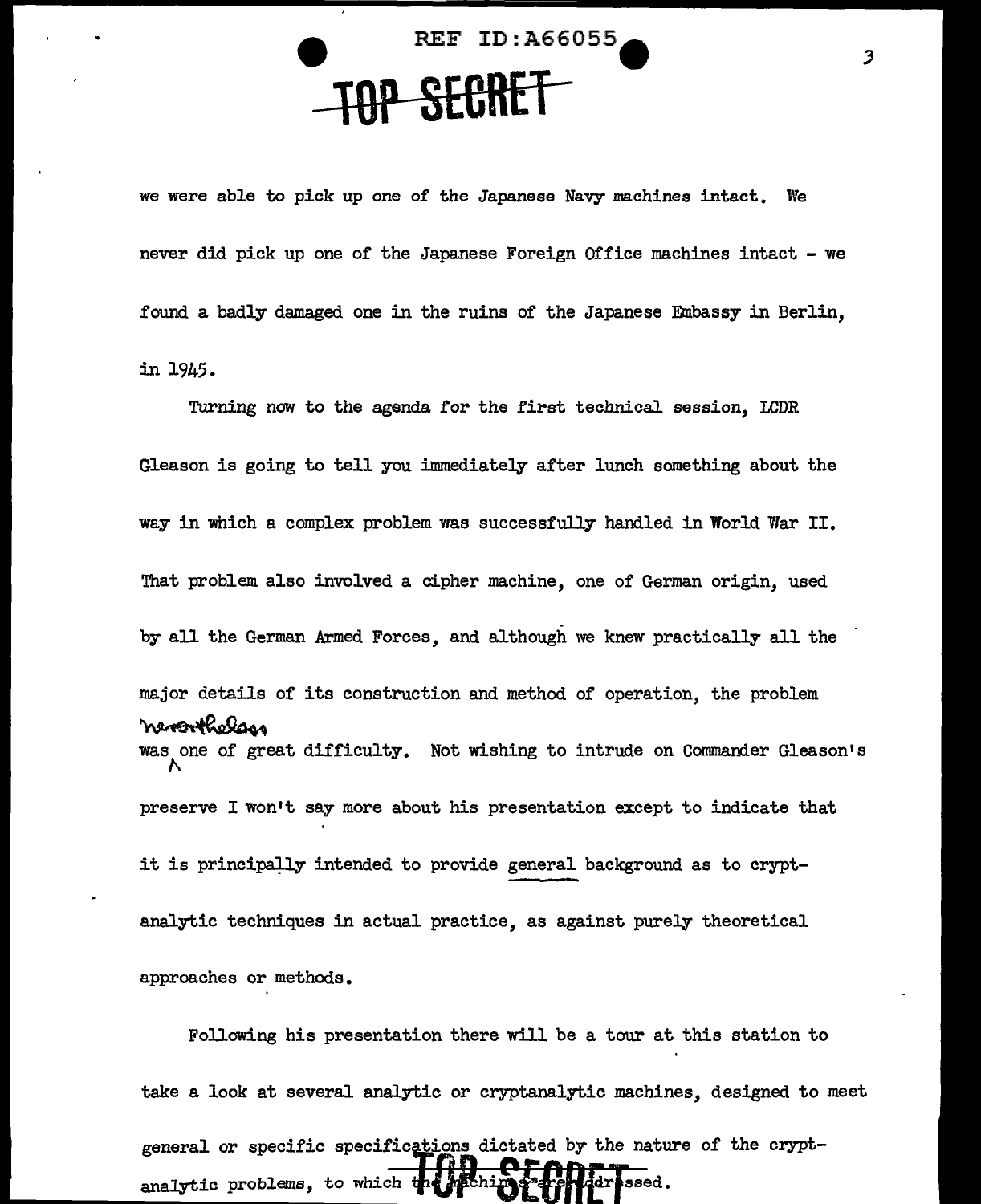we were able to pick up one of the Japanese Navy machines intact. We never did pick up one of the Japanese Foreign Office machines intact - we found a badly damaged one in the ruins of the Japanese Embassy in Berlin, in 1945.

Turning now to the agenda for the first technical session, LCDR Gleason is going to tell you immediately after lunch something about the way in which a complex problem was successfully handled in World War II. That problem also involved a cipher machine, one of German origin, used by all the German Armed Forces, and although we knew practically all the major details of its construction and method of operation, the problem was nevertheless one of great difficulty. Not wishing to intrude on Commander Gleason's preserve I won't say more about his presentation except to indicate that it is principally intended to provide general background as to cryptanalytic techniques in actual practice, as against purely theoretical approaches or methods.

Following his presentation there will be a tour at this station to take a look at several analytic or cryptanalytic machines, designed to meet general or specific specifications dictated by the nature of the cryptanalytic problems, to which the machines are addressed.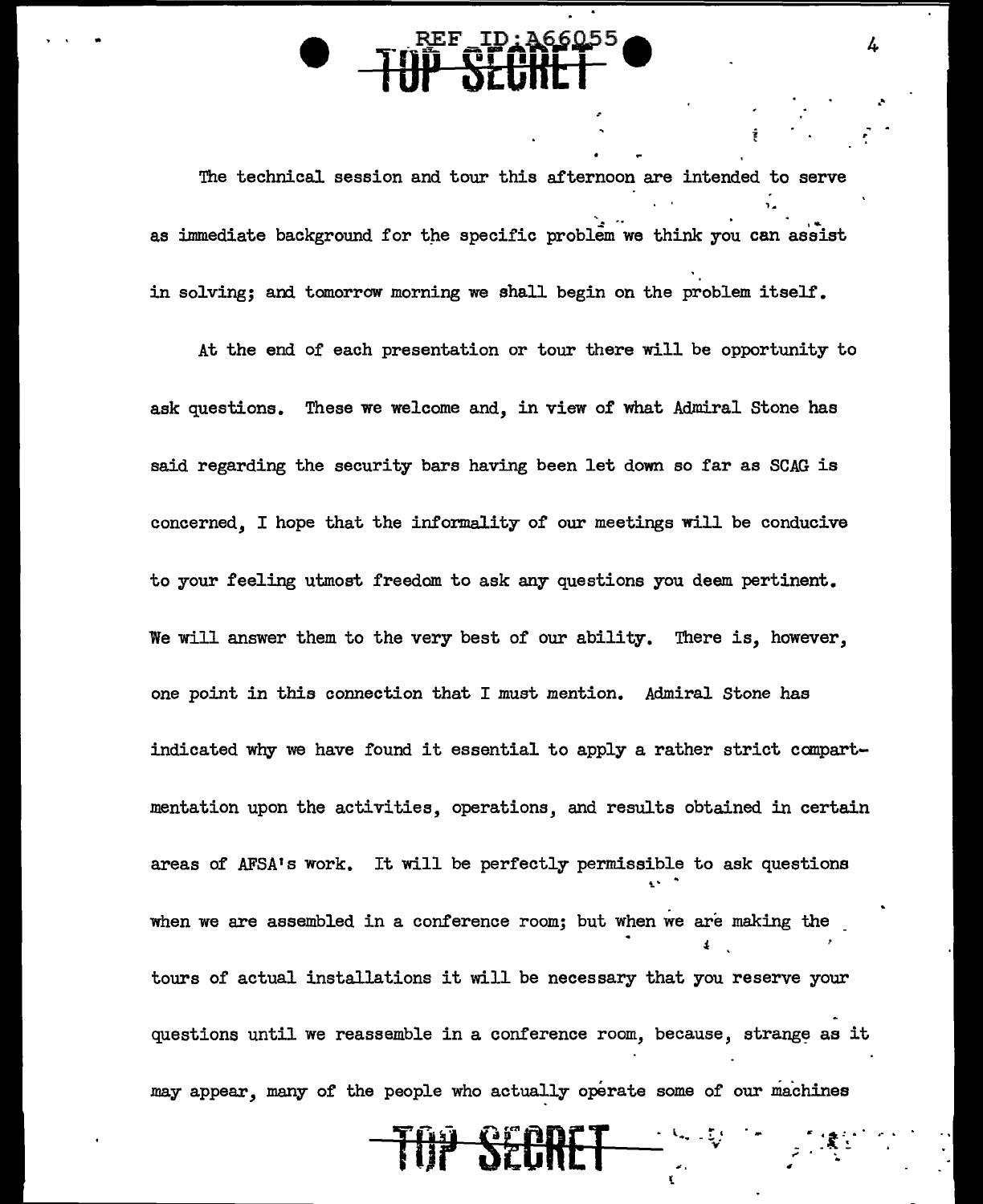The technical session and tour this afternoon are intended to serve as immediate background for the specific problem we think you can assist in solving; and tomorrow morning we shall begin on the problem itself.

At the end of each presentation or tour there will be opportunity to ask questions. These we welcome and, in view of what Admiral Stone has said regarding the security bars having been let down so far as SCAG is concerned, I hope that the informality of our meetings will be conducive to your feeling utmost freedom to ask any questions you deem pertinent. We will answer them to the very best of our ability. There is, however, one point in this connection that I must mention. Admiral Stone has indicated why we have found it essential to apply a rather strict compartmentation upon the activities, operations, and results obtained in certain areas of AFSA's work. It will be perfectly permissible to ask questions when we are assembled in a conference room; but when we are making the tours of actual installations it will be necessary that you reserve your questions until we reassemble in a conference room, because, strange as it may appear, many of the people who actually operate some of our machines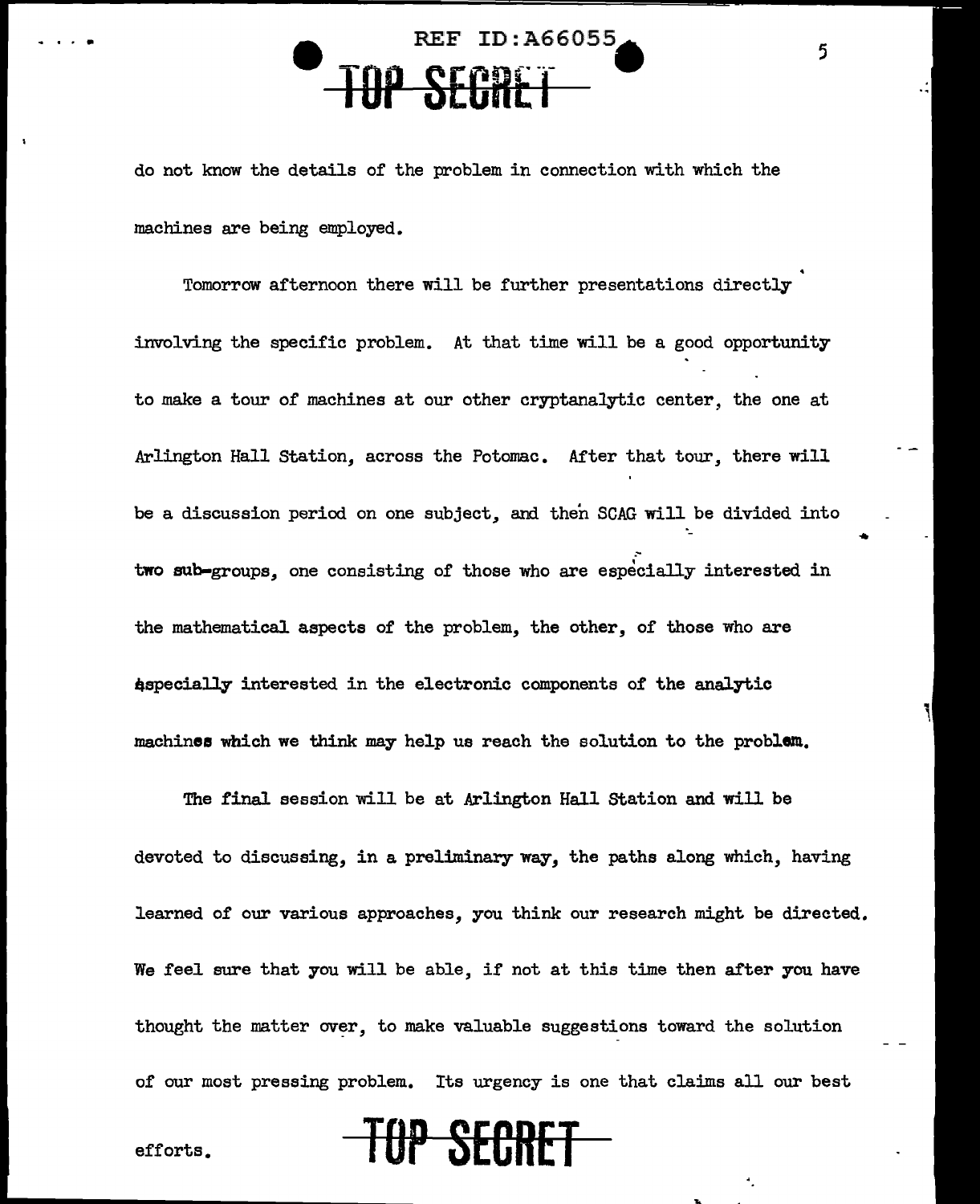do not know the details of the problem in connection with which the machines are being employed.

Tomorrow afternoon there will be further presentations directly involving the specific problem. At that time will be a good opportunity to make a tour of machines at our other cryptanalytic center, the one at Arlington Hall Station, across the Potomac. After that tour, there will be a discussion period on one subject, and then SCAG will be divided into two sub-groups, one consisting of those who are especially interested in the mathematical aspects of the problem, the other, of those who are especially interested in the electronic components of the analytic machines which we think may help us reach the solution to the problem.

The final session will be at Arlington Hall Station and will be devoted to discussing, in a preliminary way, the paths along which, having learned of our various approaches, you think our research might be directed. We feel sure that you will be able, if not at this time then after you have thought the matter over, to make valuable suggestions toward the solution of our most pressing problem. Its urgency is one that claims all our best efforts.